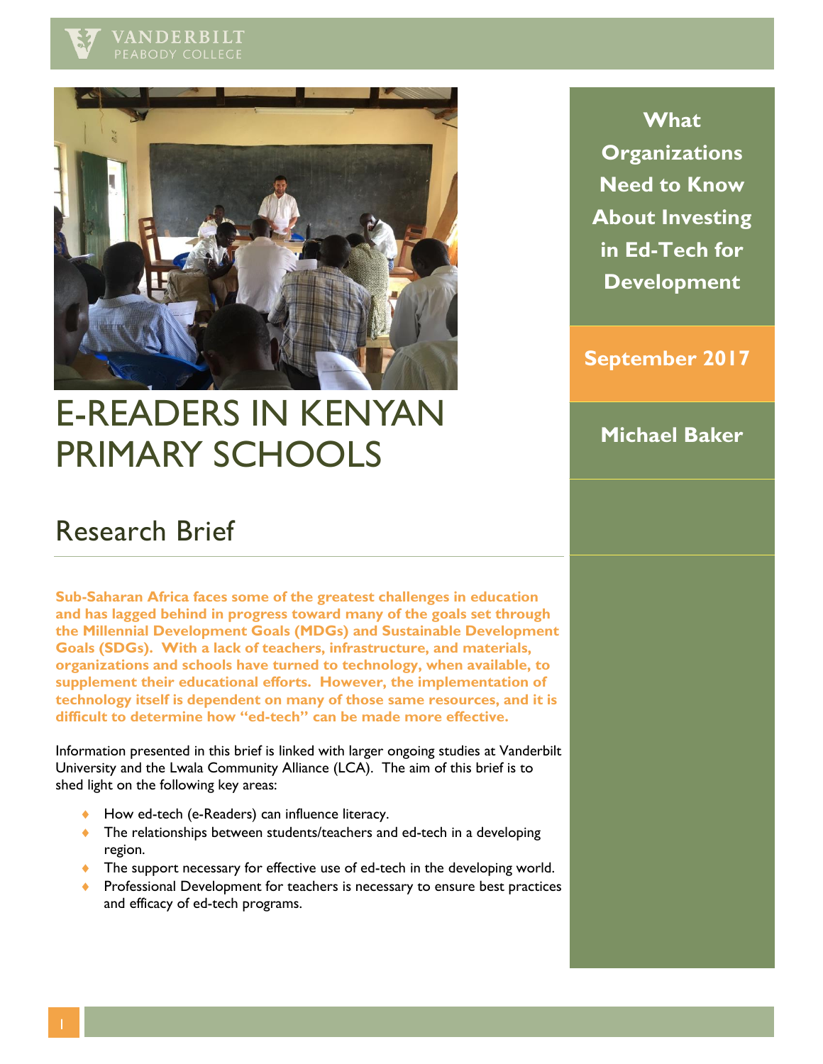VANDERBILT
PEABODY COLLEGE

# E-READERS IN KENYAN PRIMARY SCHOOLS

## Research Brief

**What Organizations Need to Know About Investing in Ed-Tech for Development**

**September 2017**

**Michael Baker**

**Sub-Saharan Africa faces some of the greatest challenges in education and has lagged behind in progress toward many of the goals set through the Millennial Development Goals (MDGs) and Sustainable Development Goals (SDGs). With a lack of teachers, infrastructure, and materials, organizations and schools have turned to technology, when available, to supplement their educational efforts. However, the implementation of technology itself is dependent on many of those same resources, and it is difficult to determine how "ed-tech" can be made more effective.**

Information presented in this brief is linked with larger ongoing studies at Vanderbilt University and the Lwala Community Alliance (LCA). The aim of this brief is to shed light on the following key areas:

- How ed-tech (e-Readers) can influence literacy.
- The relationships between students/teachers and ed-tech in a developing region.
- The support necessary for effective use of ed-tech in the developing world.
- Professional Development for teachers is necessary to ensure best practices and efficacy of ed-tech programs.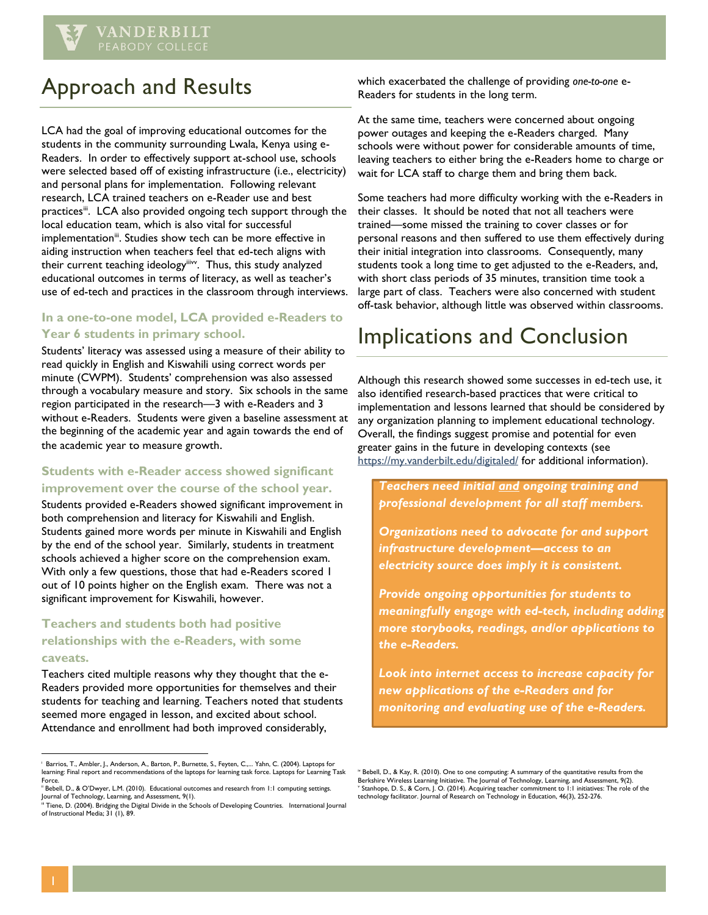# Approach and Results

LCA had the goal of improving educational outcomes for the students in the community surrounding Lwala, Kenya using e-Readers. In order to effectively support at-school use, schools were selected based off of existing infrastructure (i.e., electricity) and personal plans for implementation. Following relevant research, LCA trained teachers on e-Reader use and best practices[iii]. LCA also provided ongoing tech support through the local education team, which is also vital for successful implementation[iii]. Studies show tech can be more effective in aiding instruction when teachers feel that ed-tech aligns with their current teaching ideology[iiiv]. Thus, this study analyzed educational outcomes in terms of literacy, as well as teacher's use of ed-tech and practices in the classroom through interviews.

### In a one-to-one model, LCA provided e-Readers to Year 6 students in primary school.

Students' literacy was assessed using a measure of their ability to read quickly in English and Kiswahili using correct words per minute (CWPM). Students' comprehension was also assessed through a vocabulary measure and story. Six schools in the same region participated in the research—3 with e-Readers and 3 without e-Readers. Students were given a baseline assessment at the beginning of the academic year and again towards the end of the academic year to measure growth.

### Students with e-Reader access showed significant improvement over the course of the school year.

Students provided e-Readers showed significant improvement in both comprehension and literacy for Kiswahili and English. Students gained more words per minute in Kiswahili and English by the end of the school year. Similarly, students in treatment schools achieved a higher score on the comprehension exam. With only a few questions, those that had e-Readers scored 1 out of 10 points higher on the English exam. There was not a significant improvement for Kiswahili, however.

### Teachers and students both had positive relationships with the e-Readers, with some caveats.

Teachers cited multiple reasons why they thought that the e-Readers provided more opportunities for themselves and their students for teaching and learning. Teachers noted that students seemed more engaged in lesson, and excited about school. Attendance and enrollment had both improved considerably, which exacerbated the challenge of providing *one-to-one* e-Readers for students in the long term.

At the same time, teachers were concerned about ongoing power outages and keeping the e-Readers charged. Many schools were without power for considerable amounts of time, leaving teachers to either bring the e-Readers home to charge or wait for LCA staff to charge them and bring them back.

Some teachers had more difficulty working with the e-Readers in their classes. It should be noted that not all teachers were trained—some missed the training to cover classes or for personal reasons and then suffered to use them effectively during their initial integration into classrooms. Consequently, many students took a long time to get adjusted to the e-Readers, and, with short class periods of 35 minutes, transition time took a large part of class. Teachers were also concerned with student off-task behavior, although little was observed within classrooms.

# Implications and Conclusion

Although this research showed some successes in ed-tech use, it also identified research-based practices that were critical to implementation and lessons learned that should be considered by any organization planning to implement educational technology. Overall, the findings suggest promise and potential for even greater gains in the future in developing contexts (see https://my.vanderbilt.edu/digitaled/ for additional information).

***Teachers need initial and ongoing training and professional development for all staff members.***

***Organizations need to advocate for and support infrastructure development—access to an electricity source does imply it is consistent.***

***Provide ongoing opportunities for students to meaningfully engage with ed-tech, including adding more storybooks, readings, and/or applications to the e-Readers.***

***Look into internet access to increase capacity for new applications of the e-Readers and for monitoring and evaluating use of the e-Readers.***

---

i Barrios, T., Ambler, J., Anderson, A., Barton, P., Burnette, S., Feyten, C.,... Yahn, C. (2004). Laptops for learning: Final report and recommendations of the laptops for learning task force. Laptops for Learning Task Force.

ii Bebell, D., & O'Dwyer, L.M. (2010). Educational outcomes and research from 1:1 computing settings. Journal of Technology, Learning, and Assessment, 9(1).

iii Tiene, D. (2004). Bridging the Digital Divide in the Schools of Developing Countries. International Journal of Instructional Media; 31 (1), 89.

iv Bebell, D., & Kay, R. (2010). One to one computing: A summary of the quantitative results from the Berkshire Wireless Learning Initiative. The Journal of Technology, Learning, and Assessment, 9(2).

v Stanhope, D. S., & Corn, J. O. (2014). Acquiring teacher commitment to 1:1 initiatives: The role of the technology facilitator. Journal of Research on Technology in Education, 46(3), 252-276.